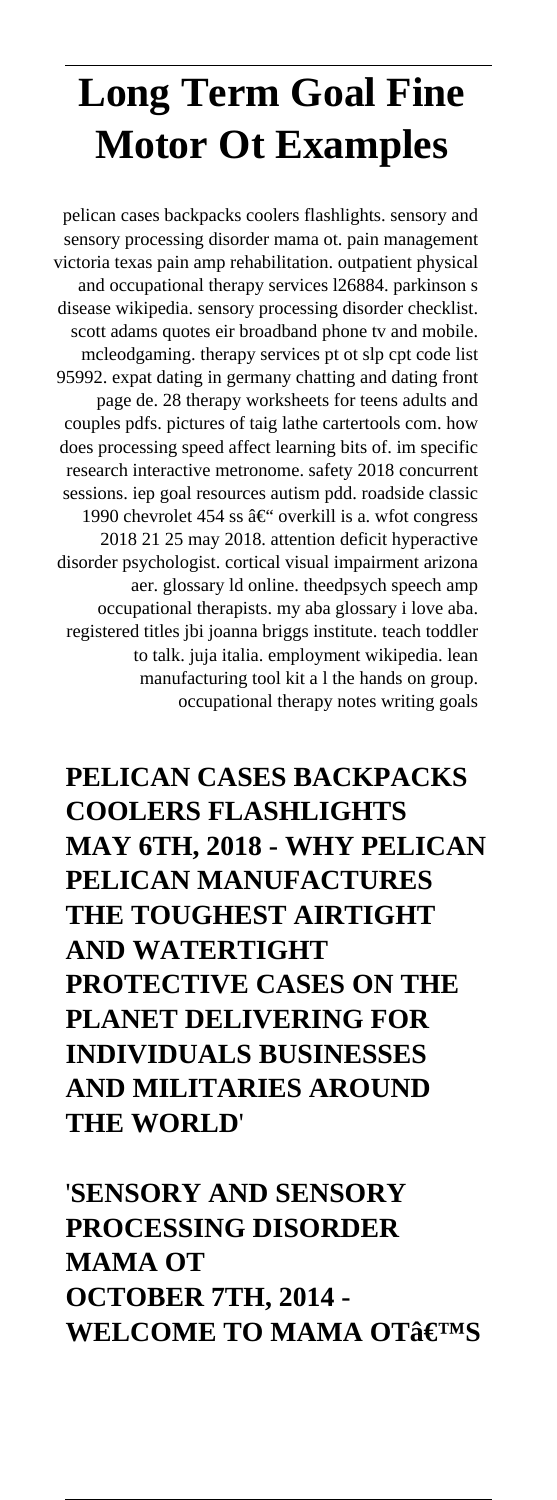# Long Term Goal Fine Motor Ot Examples

pelican cases backpacks coolers flashlights. sensory and sensory processing disorder mama ot. pain management victoria texas pain amp rehabilitation. outpatient physical and occupational therapy services l26884. parkinson s disease wikipedia. sensory processing disorder checklist. scott adams quotes eir broadband phone tv and mobile. mcleodgaming. therapy services pt ot slp cpt code list 95992. expat dating in germany chatting and dating front page de. 28 therapy worksheets for teens adults and couples pdfs. pictures of taig lathe cartertools com. how does processing speed affect learning bits of. im specific research interactive metronome. safety 2018 concurrent sessions. iep goal resources autism pdd. roadside classic 1990 chevrolet 454 ss â€" overkill is a. wfot congress 2018 21 25 may 2018. attention deficit hyperactive disorder psychologist. cortical visual impairment arizona aer. glossary ld online. theedpsych speech amp occupational therapists. my aba glossary i love aba. registered titles jbi joanna briggs institute. teach toddler to talk. juja italia. employment wikipedia. lean manufacturing tool kit a l the hands on group. occupational therapy notes writing goals

**PELICAN CASES BACKPACKS COOLERS FLASHLIGHTS MAY 6TH, 2018 - WHY PELICAN PELICAN MANUFACTURES THE TOUGHEST AIRTIGHT AND WATERTIGHT PROTECTIVE CASES ON THE PLANET DELIVERING FOR INDIVIDUALS BUSINESSES AND MILITARIES AROUND THE WORLD**'

'**SENSORY AND SENSORY PROCESSING DISORDER MAMA OT OCTOBER 7TH, 2014 - WELCOME TO MAMA OTâ€™S**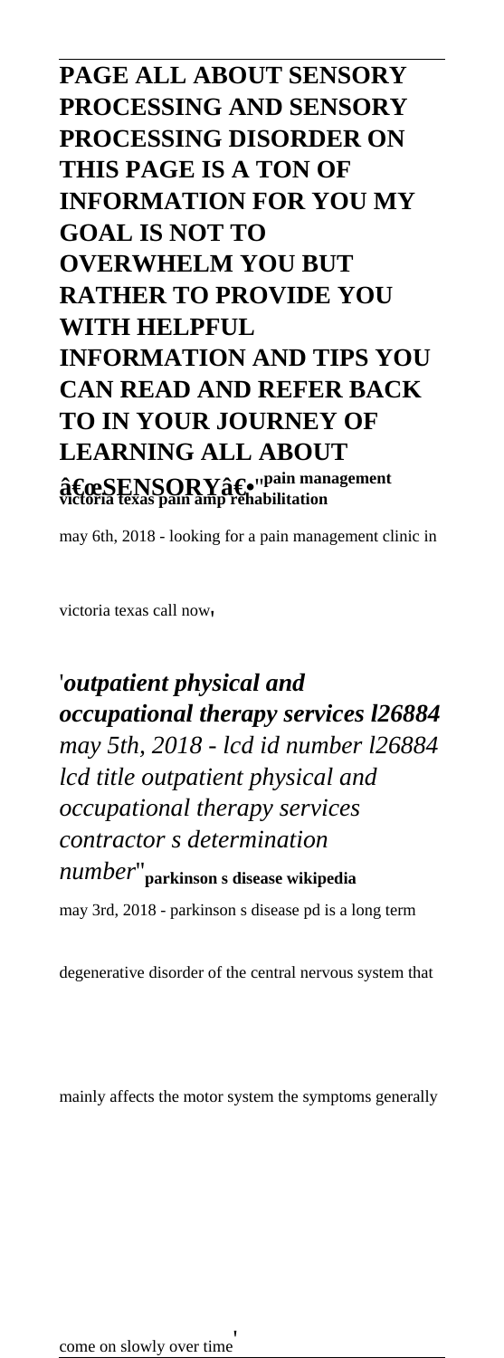**PAGE ALL ABOUT SENSORY PROCESSING AND SENSORY PROCESSING DISORDER ON THIS PAGE IS A TON OF INFORMATION FOR YOU MY GOAL IS NOT TO OVERWHELM YOU BUT RATHER TO PROVIDE YOU WITH HELPFUL INFORMATION AND TIPS YOU CAN READ AND REFER BACK TO IN YOUR JOURNEY OF LEARNING ALL ABOUT â€œSENSORYâ€•**''**pain management victoria texas pain amp rehabilitation**

may 6th, 2018 - looking for a pain management clinic in victoria texas call now'

'*outpatient physical and occupational therapy services l26884 may 5th, 2018 - lcd id number l26884 lcd title outpatient physical and occupational therapy services contractor s determination number*''**parkinson s disease wikipedia**

may 3rd, 2018 - parkinson s disease pd is a long term degenerative disorder of the central nervous system that mainly affects the motor system the symptoms generally come on slowly over time'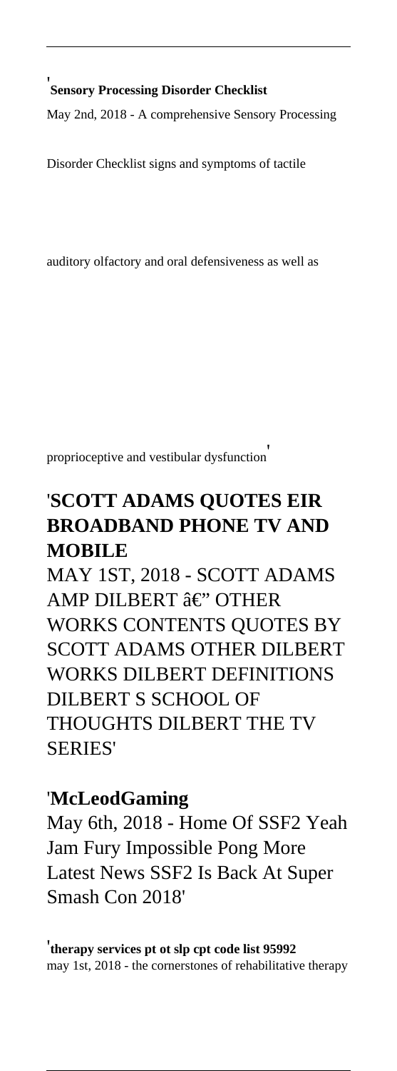'**Sensory Processing Disorder Checklist**

May 2nd, 2018 - A comprehensive Sensory Processing

Disorder Checklist signs and symptoms of tactile

auditory olfactory and oral defensiveness as well as

proprioceptive and vestibular dysfunction'

## 'SCOTT ADAMS QUOTES EIR BROADBAND PHONE TV AND MOBILE

MAY 1ST, 2018 - SCOTT ADAMS AMP DILBERT â€" OTHER WORKS CONTENTS QUOTES BY SCOTT ADAMS OTHER DILBERT WORKS DILBERT DEFINITIONS DILBERT S SCHOOL OF THOUGHTS DILBERT THE TV SERIES'

### 'McLeodGaming

May 6th, 2018 - Home Of SSF2 Yeah Jam Fury Impossible Pong More Latest News SSF2 Is Back At Super Smash Con 2018'

'**therapy services pt ot slp cpt code list 95992**

may 1st, 2018 - the cornerstones of rehabilitative therapy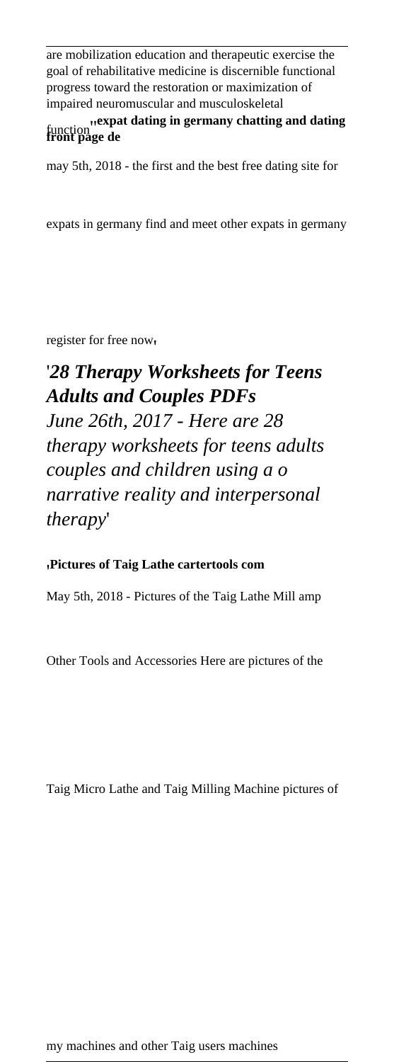are mobilization education and therapeutic exercise the goal of rehabilitative medicine is discernible functional progress toward the restoration or maximization of impaired neuromuscular and musculoskeletal function''**expat dating in germany chatting and dating front page de**

may 5th, 2018 - the first and the best free dating site for expats in germany find and meet other expats in germany register for free now'

'***28 Therapy Worksheets for Teens Adults and Couples PDFs***

*June 26th, 2017 - Here are 28 therapy worksheets for teens adults couples and children using a o narrative reality and interpersonal therapy*'

'**Pictures of Taig Lathe cartertools com**

May 5th, 2018 - Pictures of the Taig Lathe Mill amp Other Tools and Accessories Here are pictures of the Taig Micro Lathe and Taig Milling Machine pictures of my machines and other Taig users machines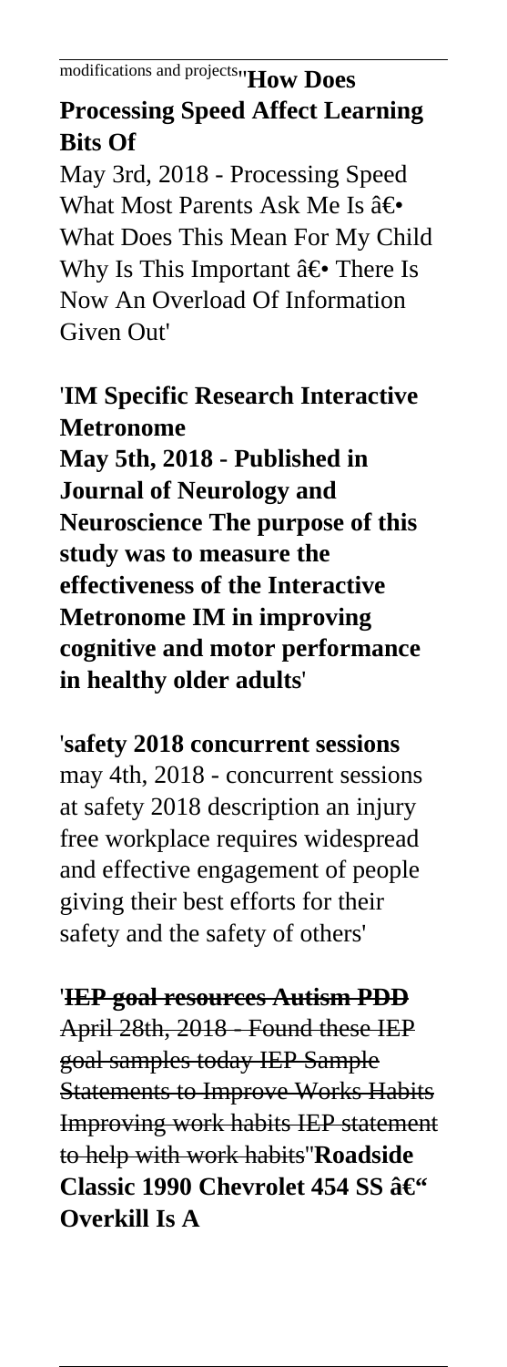modifications and projects''**How Does Processing Speed Affect Learning Bits Of**

May 3rd, 2018 - Processing Speed What Most Parents Ask Me Is â€• What Does This Mean For My Child Why Is This Important â€• There Is Now An Overload Of Information Given Out'

'**IM Specific Research Interactive Metronome**
**May 5th, 2018 - Published in Journal of Neurology and Neuroscience The purpose of this study was to measure the effectiveness of the Interactive Metronome IM in improving cognitive and motor performance in healthy older adults**'

'**safety 2018 concurrent sessions**
may 4th, 2018 - concurrent sessions at safety 2018 description an injury free workplace requires widespread and effective engagement of people giving their best efforts for their safety and the safety of others'

'**IEP goal resources Autism PDD**
April 28th, 2018 - Found these IEP goal samples today IEP Sample Statements to Improve Works Habits Improving work habits IEP statement to help with work habits''**Roadside Classic 1990 Chevrolet 454 SS â€" Overkill Is A**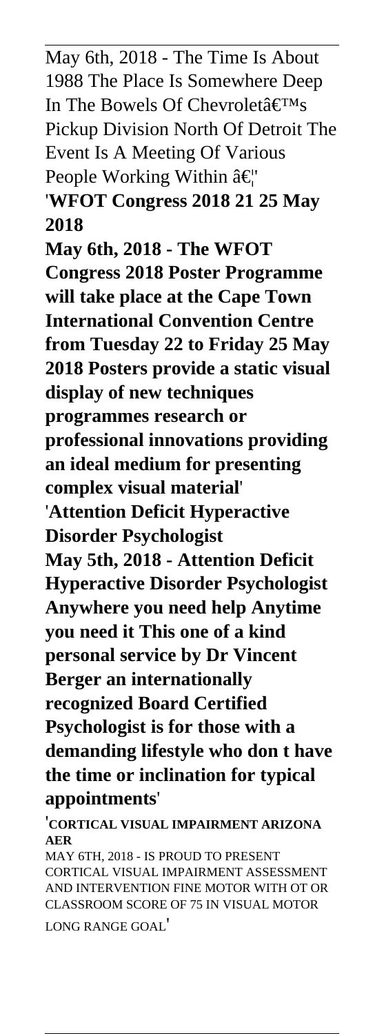May 6th, 2018 - The Time Is About 1988 The Place Is Somewhere Deep In The Bowels Of Chevroletâ€™s Pickup Division North Of Detroit The Event Is A Meeting Of Various People Working Within â€¦'

'**WFOT Congress 2018 21 25 May 2018**

**May 6th, 2018 - The WFOT Congress 2018 Poster Programme will take place at the Cape Town International Convention Centre from Tuesday 22 to Friday 25 May 2018 Posters provide a static visual display of new techniques programmes research or professional innovations providing an ideal medium for presenting complex visual material**'

'**Attention Deficit Hyperactive Disorder Psychologist**

**May 5th, 2018 - Attention Deficit Hyperactive Disorder Psychologist Anywhere you need help Anytime you need it This one of a kind personal service by Dr Vincent Berger an internationally recognized Board Certified Psychologist is for those with a demanding lifestyle who don t have the time or inclination for typical appointments**'

'**CORTICAL VISUAL IMPAIRMENT ARIZONA AER**

MAY 6TH, 2018 - IS PROUD TO PRESENT CORTICAL VISUAL IMPAIRMENT ASSESSMENT AND INTERVENTION FINE MOTOR WITH OT OR CLASSROOM SCORE OF 75 IN VISUAL MOTOR LONG RANGE GOAL'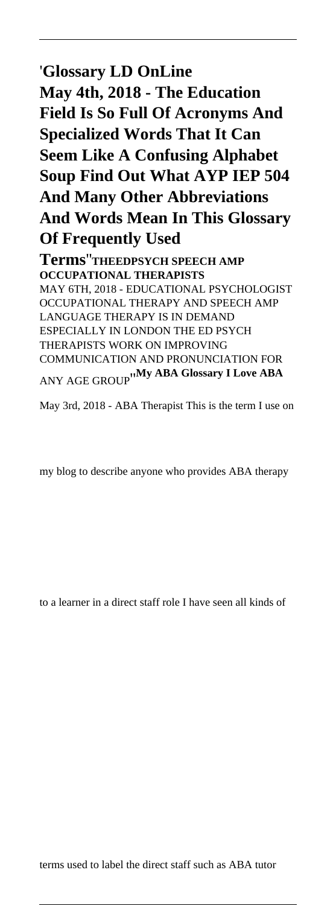'**Glossary LD OnLine**
**May 4th, 2018 - The Education Field Is So Full Of Acronyms And Specialized Words That It Can Seem Like A Confusing Alphabet Soup Find Out What AYP IEP 504 And Many Other Abbreviations And Words Mean In This Glossary Of Frequently Used Terms**''**THEEDPSYCH SPEECH AMP OCCUPATIONAL THERAPISTS**
MAY 6TH, 2018 - EDUCATIONAL PSYCHOLOGIST OCCUPATIONAL THERAPY AND SPEECH AMP LANGUAGE THERAPY IS IN DEMAND ESPECIALLY IN LONDON THE ED PSYCH THERAPISTS WORK ON IMPROVING COMMUNICATION AND PRONUNCIATION FOR ANY AGE GROUP''**My ABA Glossary I Love ABA**

May 3rd, 2018 - ABA Therapist This is the term I use on

my blog to describe anyone who provides ABA therapy

to a learner in a direct staff role I have seen all kinds of

terms used to label the direct staff such as ABA tutor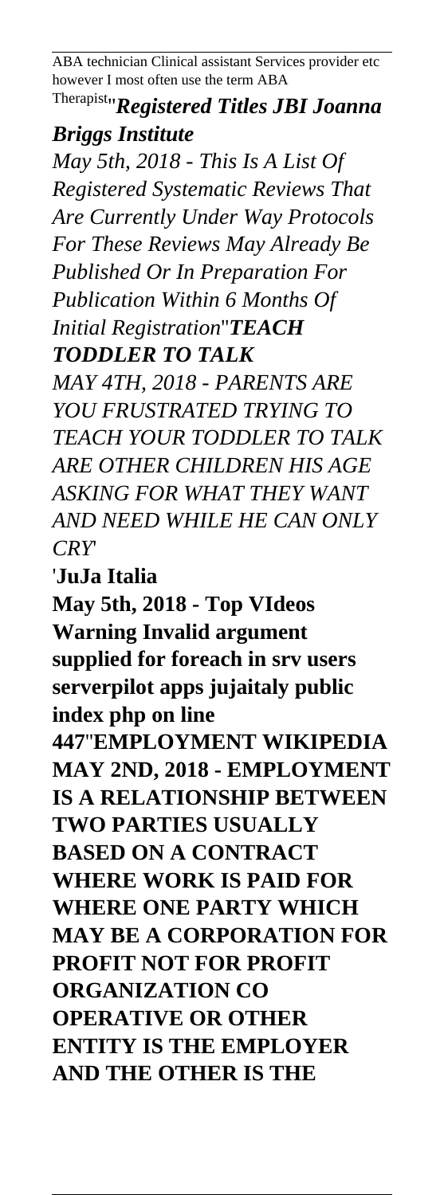ABA technician Clinical assistant Services provider etc however I most often use the term ABA Therapist''***Registered Titles JBI Joanna Briggs Institute***

*May 5th, 2018 - This Is A List Of Registered Systematic Reviews That Are Currently Under Way Protocols For These Reviews May Already Be Published Or In Preparation For Publication Within 6 Months Of Initial Registration*''***TEACH TODDLER TO TALK***

*MAY 4TH, 2018 - PARENTS ARE YOU FRUSTRATED TRYING TO TEACH YOUR TODDLER TO TALK ARE OTHER CHILDREN HIS AGE ASKING FOR WHAT THEY WANT AND NEED WHILE HE CAN ONLY CRY*'

'**JuJa Italia**

**May 5th, 2018 - Top VIdeos Warning Invalid argument supplied for foreach in srv users serverpilot apps jujaitaly public index php on line 447**''**EMPLOYMENT WIKIPEDIA**

**MAY 2ND, 2018 - EMPLOYMENT IS A RELATIONSHIP BETWEEN TWO PARTIES USUALLY BASED ON A CONTRACT WHERE WORK IS PAID FOR WHERE ONE PARTY WHICH MAY BE A CORPORATION FOR PROFIT NOT FOR PROFIT ORGANIZATION CO OPERATIVE OR OTHER ENTITY IS THE EMPLOYER AND THE OTHER IS THE**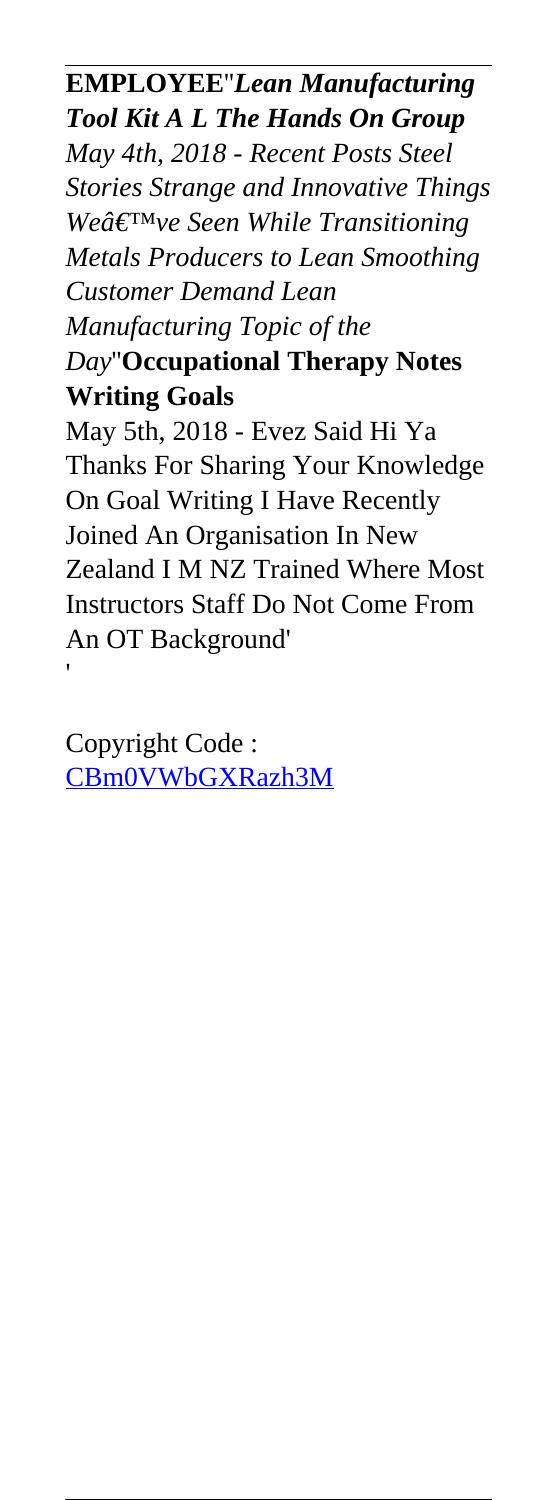**EMPLOYEE**''*Lean Manufacturing Tool Kit A L The Hands On Group*

*May 4th, 2018 - Recent Posts Steel Stories Strange and Innovative Things Weâ€™ve Seen While Transitioning Metals Producers to Lean Smoothing Customer Demand Lean Manufacturing Topic of the Day*''**Occupational Therapy Notes Writing Goals**

May 5th, 2018 - Evez Said Hi Ya Thanks For Sharing Your Knowledge On Goal Writing I Have Recently Joined An Organisation In New Zealand I M NZ Trained Where Most Instructors Staff Do Not Come From An OT Background'

'

Copyright Code : CBm0VWbGXRazh3M